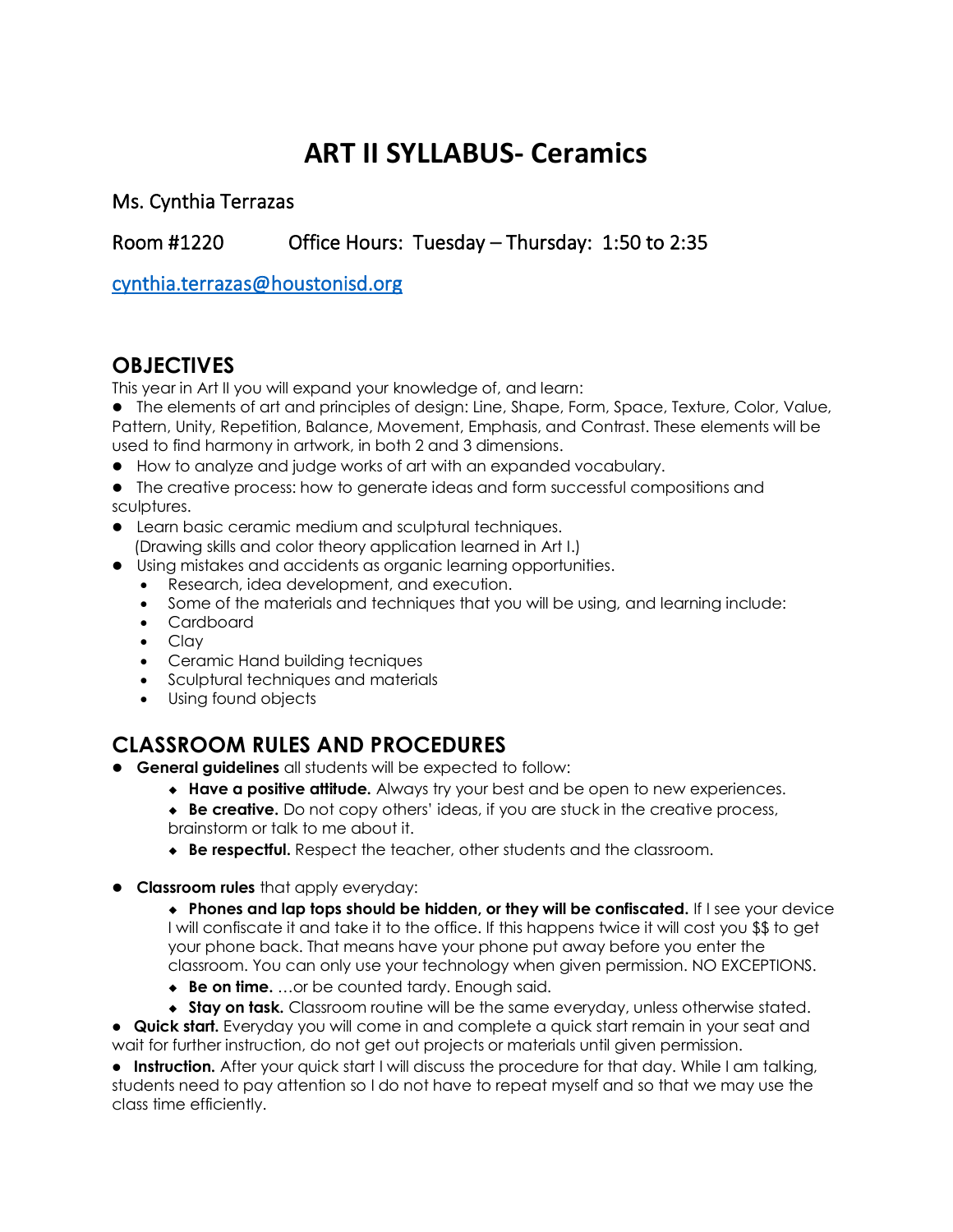# ART II SYLLABUS- Ceramics

Ms. Cynthia Terrazas

Room #1220 Office Hours: Tuesday – Thursday: 1:50 to 2:35

cynthia.terrazas@houstonisd.org

## OBJECTIVES

This year in Art II you will expand your knowledge of, and learn:

- The elements of art and principles of design: Line, Shape, Form, Space, Texture, Color, Value, Pattern, Unity, Repetition, Balance, Movement, Emphasis, and Contrast. These elements will be used to find harmony in artwork, in both 2 and 3 dimensions.
- How to analyze and judge works of art with an expanded vocabulary.
- The creative process: how to generate ideas and form successful compositions and sculptures.
- Learn basic ceramic medium and sculptural techniques. (Drawing skills and color theory application learned in Art I.)
- Using mistakes and accidents as organic learning opportunities.
  - Research, idea development, and execution.
  - Some of the materials and techniques that you will be using, and learning include:
  - Cardboard
  - Clay
  - Ceramic Hand building tecniques
  - Sculptural techniques and materials
  - Using found objects

## CLASSROOM RULES AND PROCEDURES

- **General guidelines** all students will be expected to follow:
  - **Have a positive attitude.** Always try your best and be open to new experiences.
  - **Be creative.** Do not copy others' ideas, if you are stuck in the creative process, brainstorm or talk to me about it.
  - **Be respectful.** Respect the teacher, other students and the classroom.
- **Classroom rules** that apply everyday:
  - **Phones and lap tops should be hidden, or they will be confiscated.** If I see your device I will confiscate it and take it to the office. If this happens twice it will cost you $$ to get your phone back. That means have your phone put away before you enter the classroom. You can only use your technology when given permission. NO EXCEPTIONS.
  - **Be on time.** …or be counted tardy. Enough said.
  - **Stay on task.** Classroom routine will be the same everyday, unless otherwise stated.
- **Quick start.** Everyday you will come in and complete a quick start remain in your seat and wait for further instruction, do not get out projects or materials until given permission.
- **Instruction.** After your quick start I will discuss the procedure for that day. While I am talking, students need to pay attention so I do not have to repeat myself and so that we may use the class time efficiently.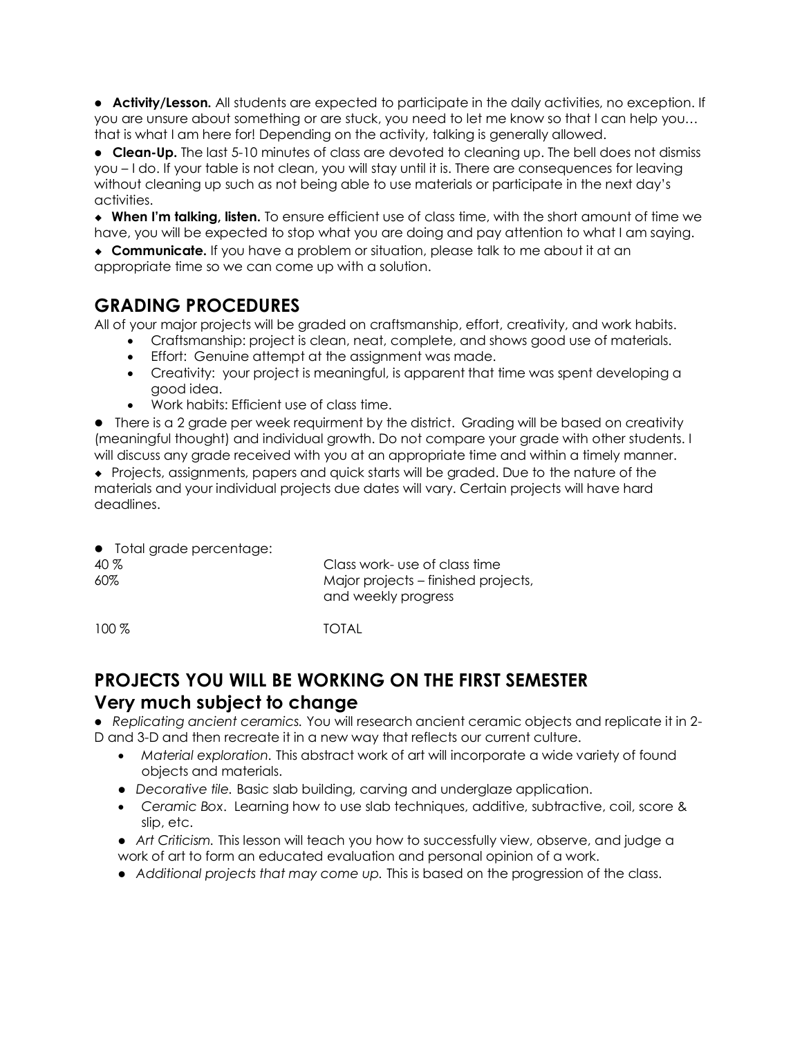- **Activity/Lesson.** All students are expected to participate in the daily activities, no exception. If you are unsure about something or are stuck, you need to let me know so that I can help you… that is what I am here for! Depending on the activity, talking is generally allowed.
- **Clean-Up.** The last 5-10 minutes of class are devoted to cleaning up. The bell does not dismiss you – I do. If your table is not clean, you will stay until it is. There are consequences for leaving without cleaning up such as not being able to use materials or participate in the next day's activities.
- **When I'm talking, listen.** To ensure efficient use of class time, with the short amount of time we have, you will be expected to stop what you are doing and pay attention to what I am saying.
- **Communicate.** If you have a problem or situation, please talk to me about it at an appropriate time so we can come up with a solution.

## GRADING PROCEDURES

All of your major projects will be graded on craftsmanship, effort, creativity, and work habits.

- Craftsmanship: project is clean, neat, complete, and shows good use of materials.
- Effort: Genuine attempt at the assignment was made.
- Creativity: your project is meaningful, is apparent that time was spent developing a good idea.
- Work habits: Efficient use of class time.

- There is a 2 grade per week requirment by the district. Grading will be based on creativity (meaningful thought) and individual growth. Do not compare your grade with other students. I will discuss any grade received with you at an appropriate time and within a timely manner.
- Projects, assignments, papers and quick starts will be graded. Due to the nature of the materials and your individual projects due dates will vary. Certain projects will have hard deadlines.

- Total grade percentage:

| | |
|---|---|
| 40 % | Class work- use of class time |
| 60% | Major projects – finished projects, and weekly progress |
| 100 % | TOTAL |

## PROJECTS YOU WILL BE WORKING ON THE FIRST SEMESTER

## Very much subject to change

- *Replicating ancient ceramics.* You will research ancient ceramic objects and replicate it in 2-D and 3-D and then recreate it in a new way that reflects our current culture.
  - *Material exploration*. This abstract work of art will incorporate a wide variety of found objects and materials.
  - *Decorative tile.* Basic slab building, carving and underglaze application.
  - *Ceramic Box*. Learning how to use slab techniques, additive, subtractive, coil, score & slip, etc.
  - *Art Criticism.* This lesson will teach you how to successfully view, observe, and judge a work of art to form an educated evaluation and personal opinion of a work.
  - *Additional projects that may come up.* This is based on the progression of the class.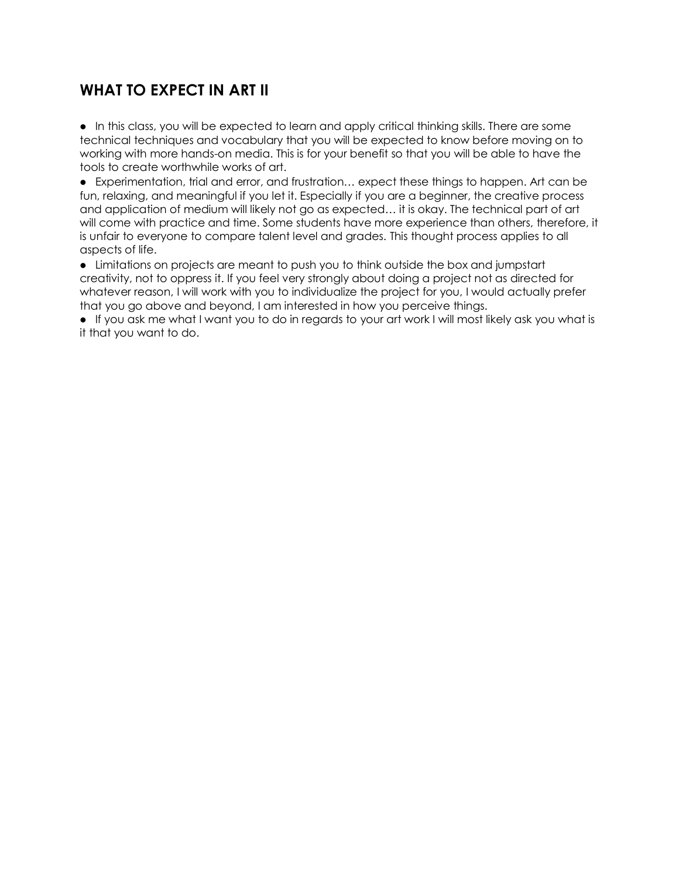## WHAT TO EXPECT IN ART II

- In this class, you will be expected to learn and apply critical thinking skills. There are some technical techniques and vocabulary that you will be expected to know before moving on to working with more hands-on media. This is for your benefit so that you will be able to have the tools to create worthwhile works of art.
- Experimentation, trial and error, and frustration… expect these things to happen. Art can be fun, relaxing, and meaningful if you let it. Especially if you are a beginner, the creative process and application of medium will likely not go as expected… it is okay. The technical part of art will come with practice and time. Some students have more experience than others, therefore, it is unfair to everyone to compare talent level and grades. This thought process applies to all aspects of life.
- Limitations on projects are meant to push you to think outside the box and jumpstart creativity, not to oppress it. If you feel very strongly about doing a project not as directed for whatever reason, I will work with you to individualize the project for you, I would actually prefer that you go above and beyond, I am interested in how you perceive things.
- If you ask me what I want you to do in regards to your art work I will most likely ask you what is it that you want to do.